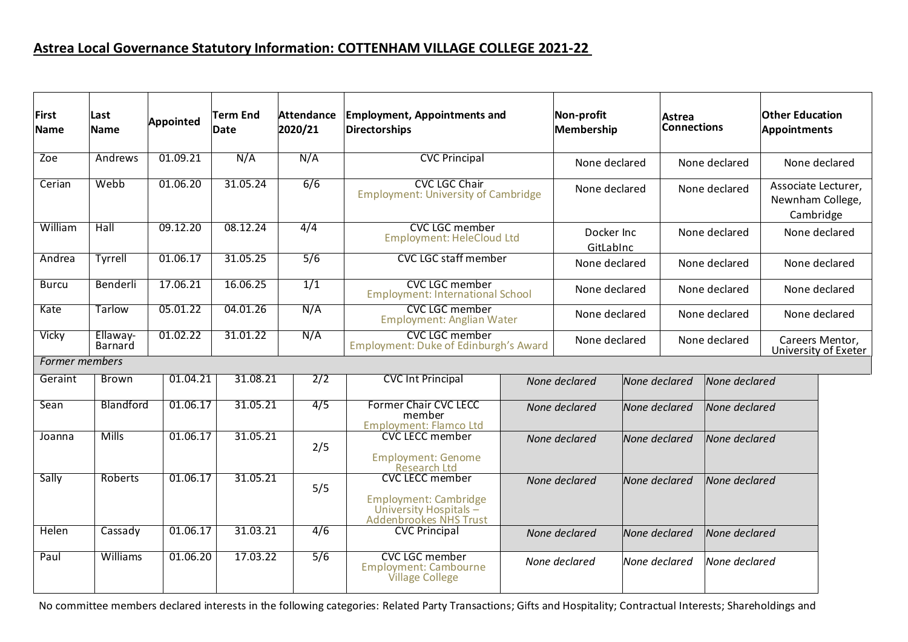# Astrea Local Governance Statutory Information: COTTENHAM VILLAGE COLLEGE 2021-22

| First Name | Last Name | Appointed | Term End Date | Attendance 2020/21 | Employment, Appointments and Directorships | Non-profit Membership | Astrea Connections | Other Education Appointments |
|---|---|---|---|---|---|---|---|---|
| Zoe | Andrews | 01.09.21 | N/A | N/A | CVC Principal | None declared | None declared | None declared |
| Cerian | Webb | 01.06.20 | 31.05.24 | 6/6 | CVC LGC Chair<br>Employment: University of Cambridge | None declared | None declared | Associate Lecturer, Newnham College, Cambridge |
| William | Hall | 09.12.20 | 08.12.24 | 4/4 | CVC LGC member<br>Employment: HeleCloud Ltd | Docker Inc<br>GitLabInc | None declared | None declared |
| Andrea | Tyrrell | 01.06.17 | 31.05.25 | 5/6 | CVC LGC staff member | None declared | None declared | None declared |
| Burcu | Benderli | 17.06.21 | 16.06.25 | 1/1 | CVC LGC member<br>Employment: International School | None declared | None declared | None declared |
| Kate | Tarlow | 05.01.22 | 04.01.26 | N/A | CVC LGC member<br>Employment: Anglian Water | None declared | None declared | None declared |
| Vicky | Ellaway-Barnard | 01.02.22 | 31.01.22 | N/A | CVC LGC member<br>Employment: Duke of Edinburgh's Award | None declared | None declared | Careers Mentor, University of Exeter |
| *Former members* | | | | | | | | |
| Geraint | Brown | 01.04.21 | 31.08.21 | 2/2 | CVC Int Principal | *None declared* | *None declared* | *None declared* |
| Sean | Blandford | 01.06.17 | 31.05.21 | 4/5 | Former Chair CVC LECC member<br>Employment: Flamco Ltd | *None declared* | *None declared* | *None declared* |
| Joanna | Mills | 01.06.17 | 31.05.21 | 2/5 | CVC LECC member<br>Employment: Genome Research Ltd | *None declared* | *None declared* | *None declared* |
| Sally | Roberts | 01.06.17 | 31.05.21 | 5/5 | CVC LECC member<br>Employment: Cambridge University Hospitals – Addenbrookes NHS Trust | *None declared* | *None declared* | *None declared* |
| Helen | Cassady | 01.06.17 | 31.03.21 | 4/6 | CVC Principal | *None declared* | *None declared* | *None declared* |
| Paul | Williams | 01.06.20 | 17.03.22 | 5/6 | CVC LGC member<br>Employment: Cambourne Village College | *None declared* | *None declared* | *None declared* |

No committee members declared interests in the following categories: Related Party Transactions; Gifts and Hospitality; Contractual Interests; Shareholdings and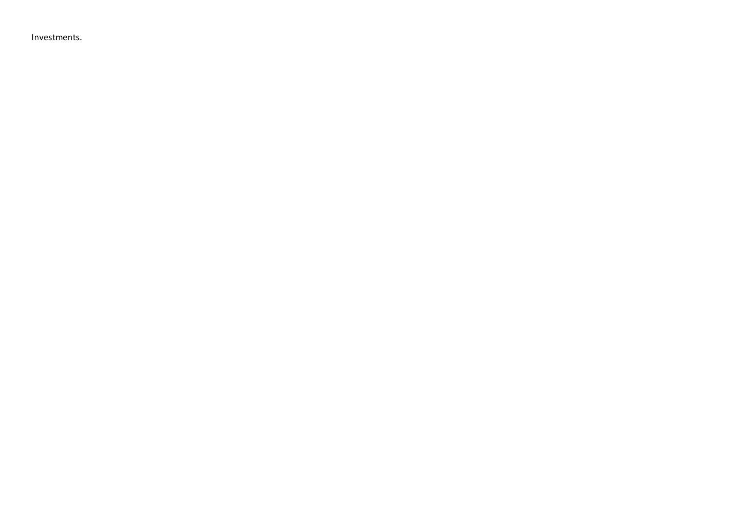Investments.